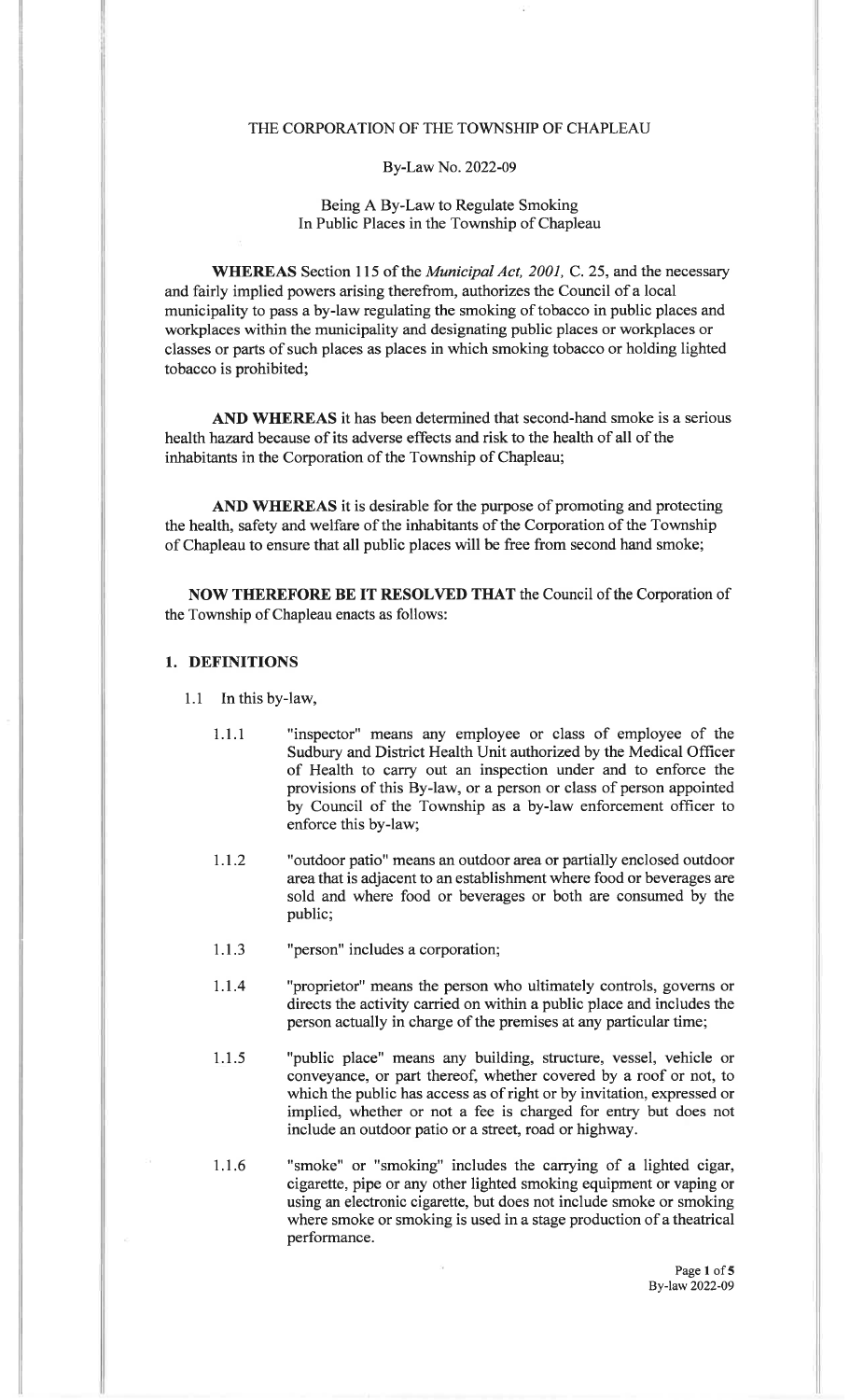THE CORPORATION OF THE TOWNSHIP OF CHAPLEAU

By-Law No. 2022-09

Being A By-Law to Regulate Smoking
In Public Places in the Township of Chapleau

**WHEREAS** Section 115 of the *Municipal Act, 2001*, C. 25, and the necessary and fairly implied powers arising therefrom, authorizes the Council of a local municipality to pass a by-law regulating the smoking of tobacco in public places and workplaces within the municipality and designating public places or workplaces or classes or parts of such places as places in which smoking tobacco or holding lighted tobacco is prohibited;

**AND WHEREAS** it has been determined that second-hand smoke is a serious health hazard because of its adverse effects and risk to the health of all of the inhabitants in the Corporation of the Township of Chapleau;

**AND WHEREAS** it is desirable for the purpose of promoting and protecting the health, safety and welfare of the inhabitants of the Corporation of the Township of Chapleau to ensure that all public places will be free from second hand smoke;

**NOW THEREFORE BE IT RESOLVED THAT** the Council of the Corporation of the Township of Chapleau enacts as follows:

## 1. DEFINITIONS

1.1 In this by-law,

1.1.1 "inspector" means any employee or class of employee of the Sudbury and District Health Unit authorized by the Medical Officer of Health to carry out an inspection under and to enforce the provisions of this By-law, or a person or class of person appointed by Council of the Township as a by-law enforcement officer to enforce this by-law;

1.1.2 "outdoor patio" means an outdoor area or partially enclosed outdoor area that is adjacent to an establishment where food or beverages are sold and where food or beverages or both are consumed by the public;

1.1.3 "person" includes a corporation;

1.1.4 "proprietor" means the person who ultimately controls, governs or directs the activity carried on within a public place and includes the person actually in charge of the premises at any particular time;

1.1.5 "public place" means any building, structure, vessel, vehicle or conveyance, or part thereof, whether covered by a roof or not, to which the public has access as of right or by invitation, expressed or implied, whether or not a fee is charged for entry but does not include an outdoor patio or a street, road or highway.

1.1.6 "smoke" or "smoking" includes the carrying of a lighted cigar, cigarette, pipe or any other lighted smoking equipment or vaping or using an electronic cigarette, but does not include smoke or smoking where smoke or smoking is used in a stage production of a theatrical performance.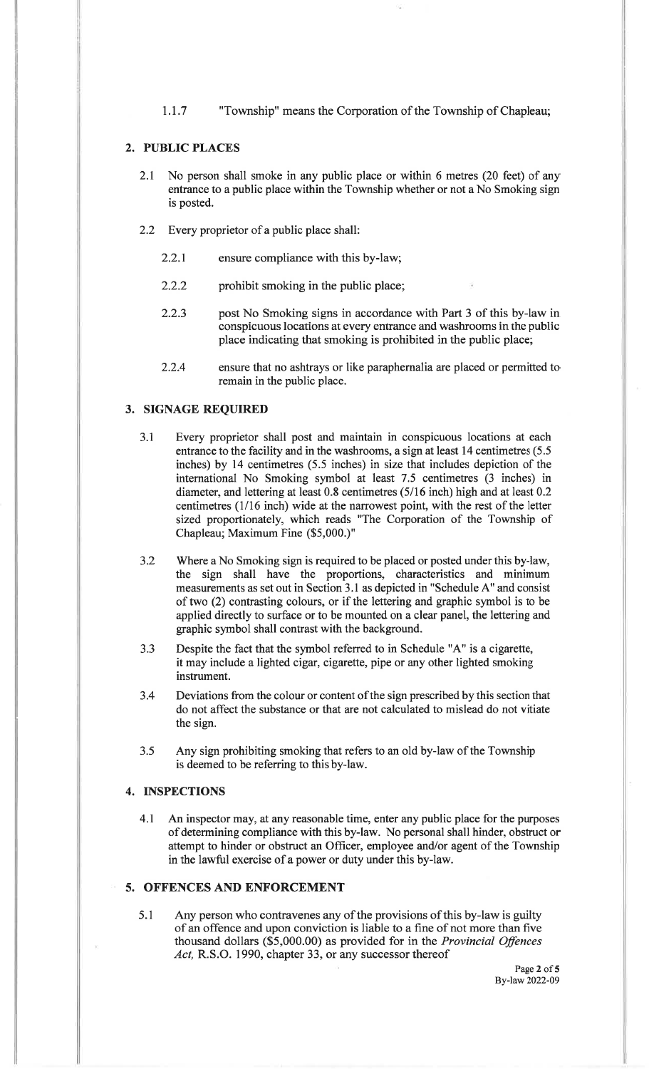1.1.7 "Township" means the Corporation of the Township of Chapleau;

## 2. PUBLIC PLACES

2.1 No person shall smoke in any public place or within 6 metres (20 feet) of any entrance to a public place within the Township whether or not a No Smoking sign is posted.

2.2 Every proprietor of a public place shall:

2.2.1 ensure compliance with this by-law;

2.2.2 prohibit smoking in the public place;

2.2.3 post No Smoking signs in accordance with Part 3 of this by-law in conspicuous locations at every entrance and washrooms in the public place indicating that smoking is prohibited in the public place;

2.2.4 ensure that no ashtrays or like paraphernalia are placed or permitted to remain in the public place.

## 3. SIGNAGE REQUIRED

3.1 Every proprietor shall post and maintain in conspicuous locations at each entrance to the facility and in the washrooms, a sign at least 14 centimetres (5.5 inches) by 14 centimetres (5.5 inches) in size that includes depiction of the international No Smoking symbol at least 7.5 centimetres (3 inches) in diameter, and lettering at least 0.8 centimetres (5/16 inch) high and at least 0.2 centimetres (1/16 inch) wide at the narrowest point, with the rest of the letter sized proportionately, which reads "The Corporation of the Township of Chapleau; Maximum Fine ($5,000.)"

3.2 Where a No Smoking sign is required to be placed or posted under this by-law, the sign shall have the proportions, characteristics and minimum measurements as set out in Section 3.1 as depicted in "Schedule A" and consist of two (2) contrasting colours, or if the lettering and graphic symbol is to be applied directly to surface or to be mounted on a clear panel, the lettering and graphic symbol shall contrast with the background.

3.3 Despite the fact that the symbol referred to in Schedule "A" is a cigarette, it may include a lighted cigar, cigarette, pipe or any other lighted smoking instrument.

3.4 Deviations from the colour or content of the sign prescribed by this section that do not affect the substance or that are not calculated to mislead do not vitiate the sign.

3.5 Any sign prohibiting smoking that refers to an old by-law of the Township is deemed to be referring to this by-law.

## 4. INSPECTIONS

4.1 An inspector may, at any reasonable time, enter any public place for the purposes of determining compliance with this by-law. No personal shall hinder, obstruct or attempt to hinder or obstruct an Officer, employee and/or agent of the Township in the lawful exercise of a power or duty under this by-law.

## 5. OFFENCES AND ENFORCEMENT

5.1 Any person who contravenes any of the provisions of this by-law is guilty of an offence and upon conviction is liable to a fine of not more than five thousand dollars ($5,000.00) as provided for in the *Provincial Offences Act,* R.S.O. 1990, chapter 33, or any successor thereof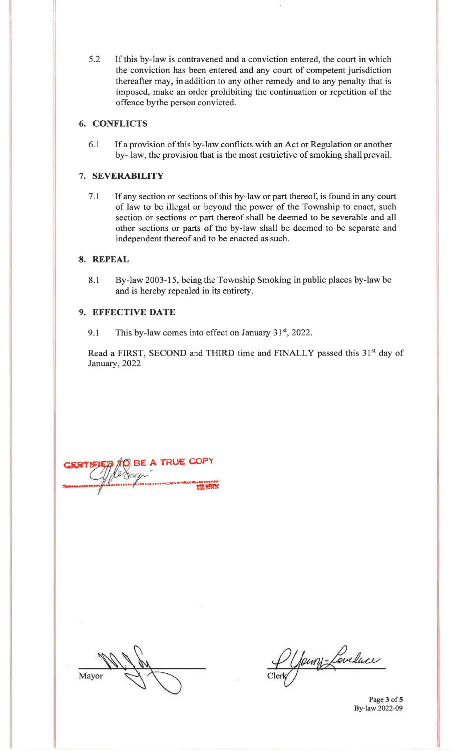5.2 If this by-law is contravened and a conviction entered, the court in which the conviction has been entered and any court of competent jurisdiction thereafter may, in addition to any other remedy and to any penalty that is imposed, make an order prohibiting the continuation or repetition of the offence bythe person convicted.

## 6. CONFLICTS

6.1 If a provision of this by-law conflicts with an Act or Regulation or another by- law, the provision that is the most restrictive of smoking shall prevail.

## 7. SEVERABILITY

7.1 If any section or sections of this by-law or part thereof, is found in any court of law to be illegal or beyond the power of the Township to enact, such section or sections or part thereof shall be deemed to be severable and all other sections or parts of the by-law shall be deemed to be separate and independent thereof and to be enacted as such.

## 8. REPEAL

8.1 By-law 2003-15, being the Township Smoking in public places by-law be and is hereby repealed in its entirety.

## 9. EFFECTIVE DATE

9.1 This by-law comes into effect on January 31st, 2022.

Read a FIRST, SECOND and THIRD time and FINALLY passed this 31st day of January, 2022

CERTIFIED TO BE A TRUE COPY

CLERK

Mayor

Clerk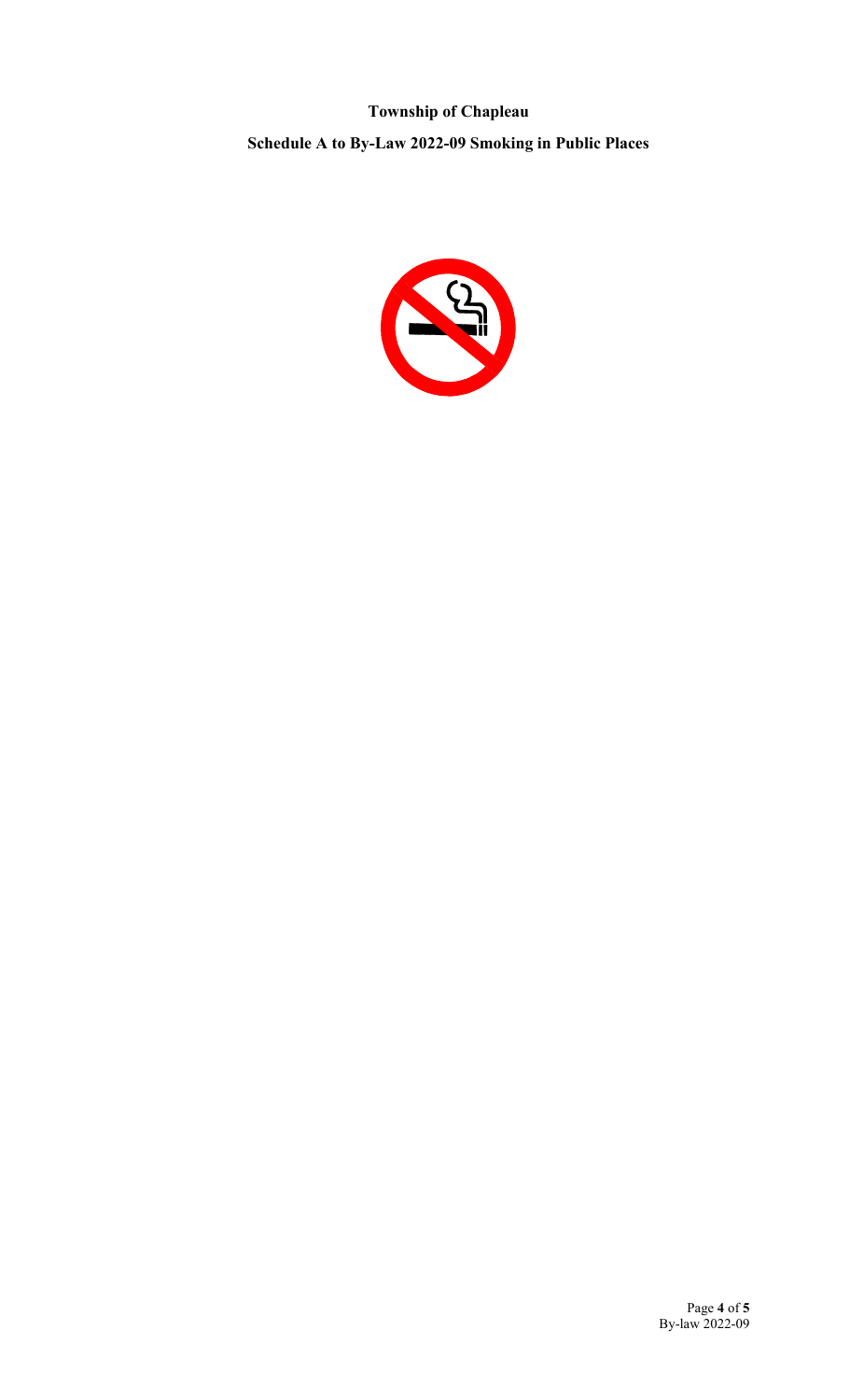**Township of Chapleau**

**Schedule A to By-Law 2022-09 Smoking in Public Places**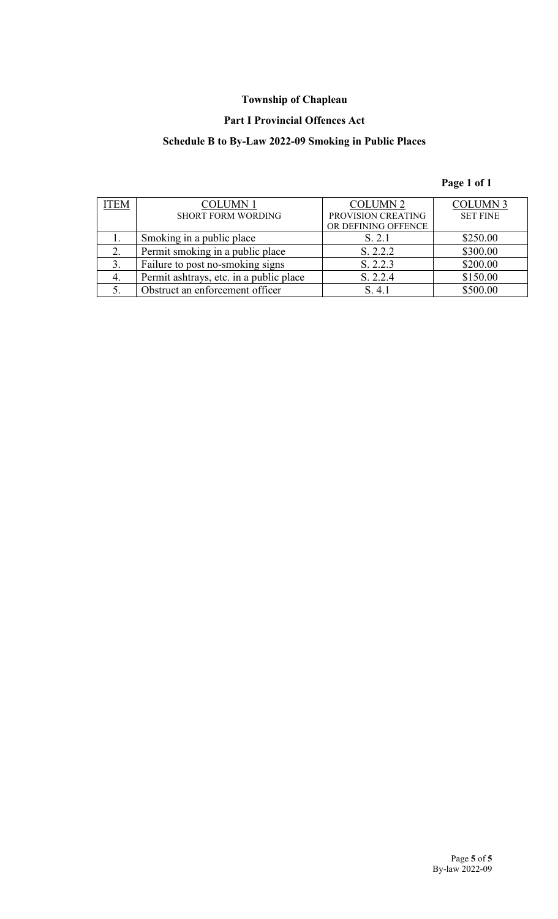**Township of Chapleau**

**Part I Provincial Offences Act**

**Schedule B to By-Law 2022-09 Smoking in Public Places**

**Page 1 of 1**

| ITEM | COLUMN 1<br>SHORT FORM WORDING | COLUMN 2<br>PROVISION CREATING OR DEFINING OFFENCE | COLUMN 3<br>SET FINE |
|---|---|---|---|
| 1. | Smoking in a public place | S. 2.1 | $250.00 |
| 2. | Permit smoking in a public place | S. 2.2.2 | $300.00 |
| 3. | Failure to post no-smoking signs | S. 2.2.3 | $200.00 |
| 4. | Permit ashtrays, etc. in a public place | S. 2.2.4 | $150.00 |
| 5. | Obstruct an enforcement officer | S. 4.1 | $500.00 |